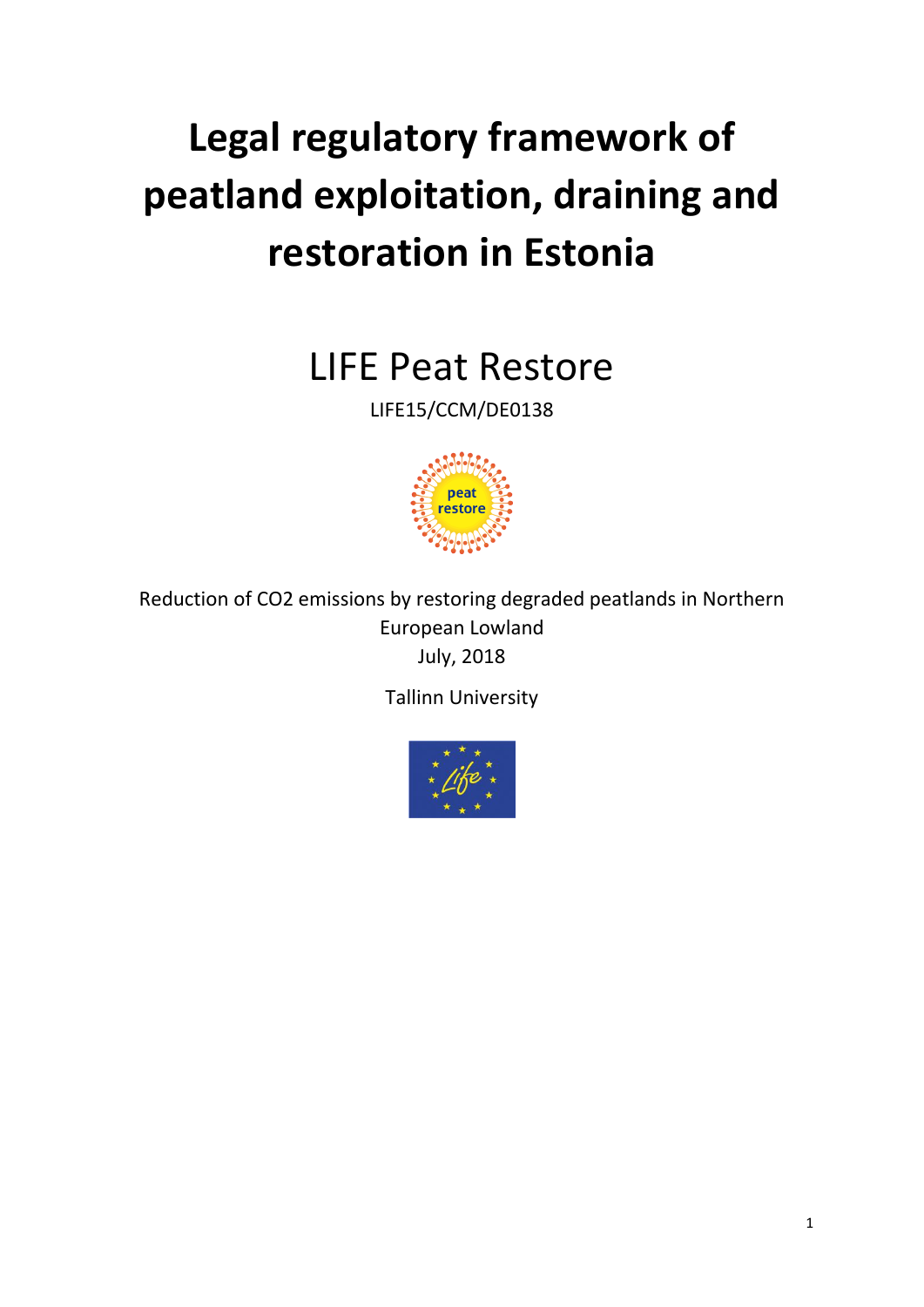# Legal regulatory framework of peatland exploitation, draining and restoration in Estonia

## LIFE Peat Restore

LIFE15/CCM/DE0138

Reduction of CO2 emissions by restoring degraded peatlands in Northern European Lowland

July, 2018

Tallinn University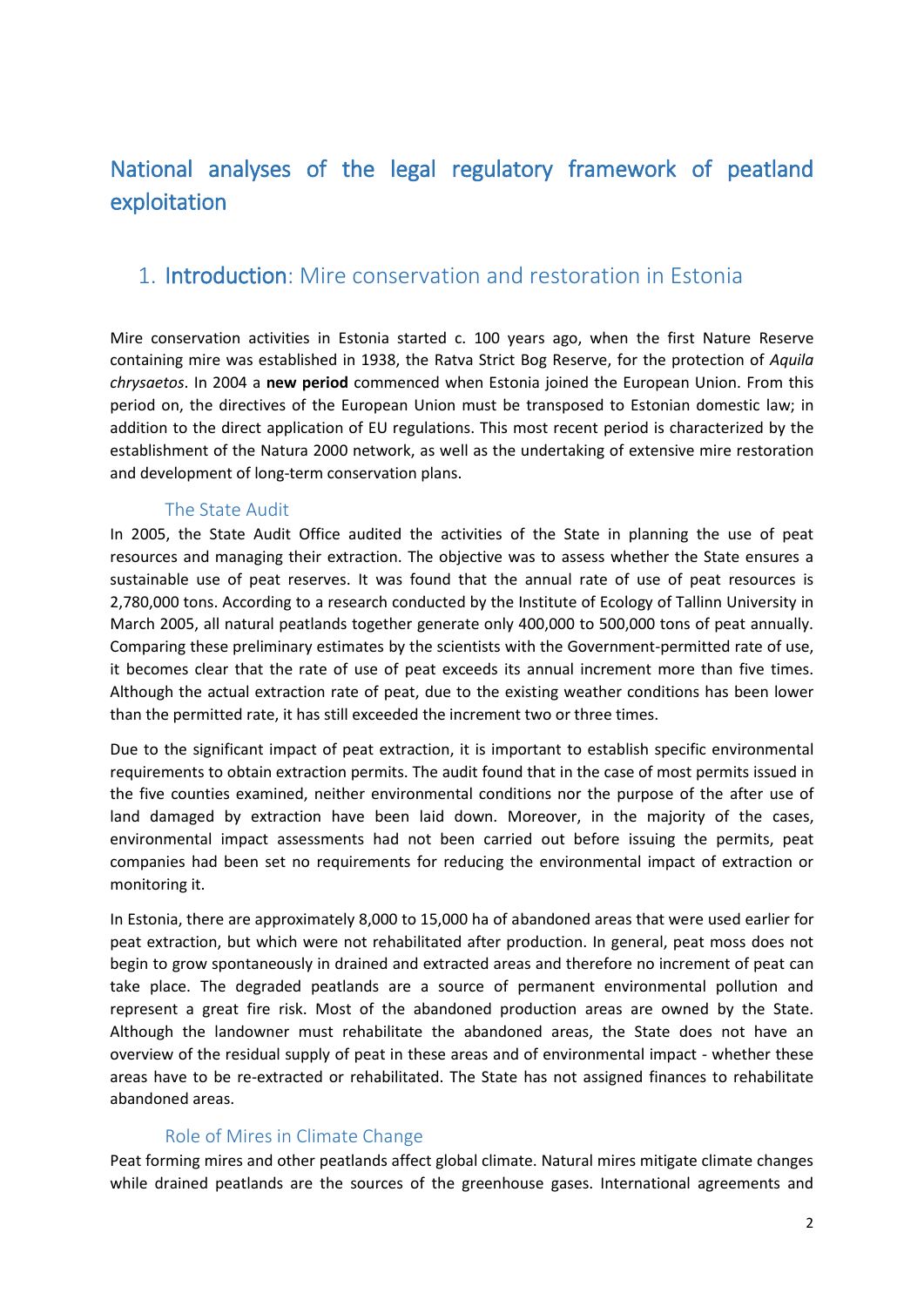# National analyses of the legal regulatory framework of peatland exploitation

## 1. Introduction: Mire conservation and restoration in Estonia

Mire conservation activities in Estonia started c. 100 years ago, when the first Nature Reserve containing mire was established in 1938, the Ratva Strict Bog Reserve, for the protection of *Aquila chrysaetos*. In 2004 a **new period** commenced when Estonia joined the European Union. From this period on, the directives of the European Union must be transposed to Estonian domestic law; in addition to the direct application of EU regulations. This most recent period is characterized by the establishment of the Natura 2000 network, as well as the undertaking of extensive mire restoration and development of long-term conservation plans.

### The State Audit

In 2005, the State Audit Office audited the activities of the State in planning the use of peat resources and managing their extraction. The objective was to assess whether the State ensures a sustainable use of peat reserves. It was found that the annual rate of use of peat resources is 2,780,000 tons. According to a research conducted by the Institute of Ecology of Tallinn University in March 2005, all natural peatlands together generate only 400,000 to 500,000 tons of peat annually. Comparing these preliminary estimates by the scientists with the Government-permitted rate of use, it becomes clear that the rate of use of peat exceeds its annual increment more than five times. Although the actual extraction rate of peat, due to the existing weather conditions has been lower than the permitted rate, it has still exceeded the increment two or three times.

Due to the significant impact of peat extraction, it is important to establish specific environmental requirements to obtain extraction permits. The audit found that in the case of most permits issued in the five counties examined, neither environmental conditions nor the purpose of the after use of land damaged by extraction have been laid down. Moreover, in the majority of the cases, environmental impact assessments had not been carried out before issuing the permits, peat companies had been set no requirements for reducing the environmental impact of extraction or monitoring it.

In Estonia, there are approximately 8,000 to 15,000 ha of abandoned areas that were used earlier for peat extraction, but which were not rehabilitated after production. In general, peat moss does not begin to grow spontaneously in drained and extracted areas and therefore no increment of peat can take place. The degraded peatlands are a source of permanent environmental pollution and represent a great fire risk. Most of the abandoned production areas are owned by the State. Although the landowner must rehabilitate the abandoned areas, the State does not have an overview of the residual supply of peat in these areas and of environmental impact - whether these areas have to be re-extracted or rehabilitated. The State has not assigned finances to rehabilitate abandoned areas.

### Role of Mires in Climate Change

Peat forming mires and other peatlands affect global climate. Natural mires mitigate climate changes while drained peatlands are the sources of the greenhouse gases. International agreements and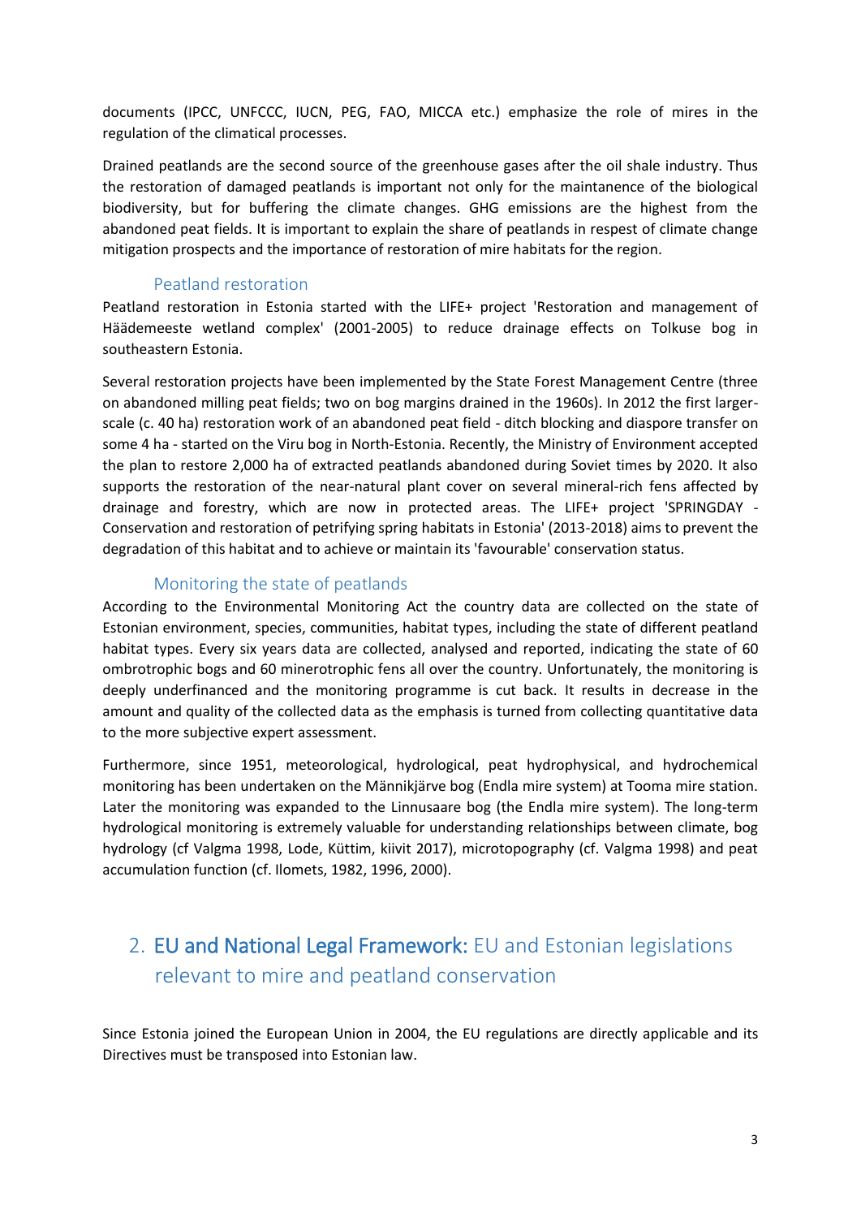documents (IPCC, UNFCCC, IUCN, PEG, FAO, MICCA etc.) emphasize the role of mires in the regulation of the climatical processes.

Drained peatlands are the second source of the greenhouse gases after the oil shale industry. Thus the restoration of damaged peatlands is important not only for the maintanence of the biological biodiversity, but for buffering the climate changes. GHG emissions are the highest from the abandoned peat fields. It is important to explain the share of peatlands in respest of climate change mitigation prospects and the importance of restoration of mire habitats for the region.

### Peatland restoration

Peatland restoration in Estonia started with the LIFE+ project 'Restoration and management of Häädemeeste wetland complex' (2001-2005) to reduce drainage effects on Tolkuse bog in southeastern Estonia.

Several restoration projects have been implemented by the State Forest Management Centre (three on abandoned milling peat fields; two on bog margins drained in the 1960s). In 2012 the first larger-scale (c. 40 ha) restoration work of an abandoned peat field - ditch blocking and diaspore transfer on some 4 ha - started on the Viru bog in North-Estonia. Recently, the Ministry of Environment accepted the plan to restore 2,000 ha of extracted peatlands abandoned during Soviet times by 2020. It also supports the restoration of the near-natural plant cover on several mineral-rich fens affected by drainage and forestry, which are now in protected areas. The LIFE+ project 'SPRINGDAY - Conservation and restoration of petrifying spring habitats in Estonia' (2013-2018) aims to prevent the degradation of this habitat and to achieve or maintain its 'favourable' conservation status.

### Monitoring the state of peatlands

According to the Environmental Monitoring Act the country data are collected on the state of Estonian environment, species, communities, habitat types, including the state of different peatland habitat types. Every six years data are collected, analysed and reported, indicating the state of 60 ombrotrophic bogs and 60 minerotrophic fens all over the country. Unfortunately, the monitoring is deeply underfinanced and the monitoring programme is cut back. It results in decrease in the amount and quality of the collected data as the emphasis is turned from collecting quantitative data to the more subjective expert assessment.

Furthermore, since 1951, meteorological, hydrological, peat hydrophysical, and hydrochemical monitoring has been undertaken on the Männikjärve bog (Endla mire system) at Tooma mire station. Later the monitoring was expanded to the Linnusaare bog (the Endla mire system). The long-term hydrological monitoring is extremely valuable for understanding relationships between climate, bog hydrology (cf Valgma 1998, Lode, Küttim, kiivit 2017), microtopography (cf. Valgma 1998) and peat accumulation function (cf. Ilomets, 1982, 1996, 2000).

## 2. EU and National Legal Framework: EU and Estonian legislations relevant to mire and peatland conservation

Since Estonia joined the European Union in 2004, the EU regulations are directly applicable and its Directives must be transposed into Estonian law.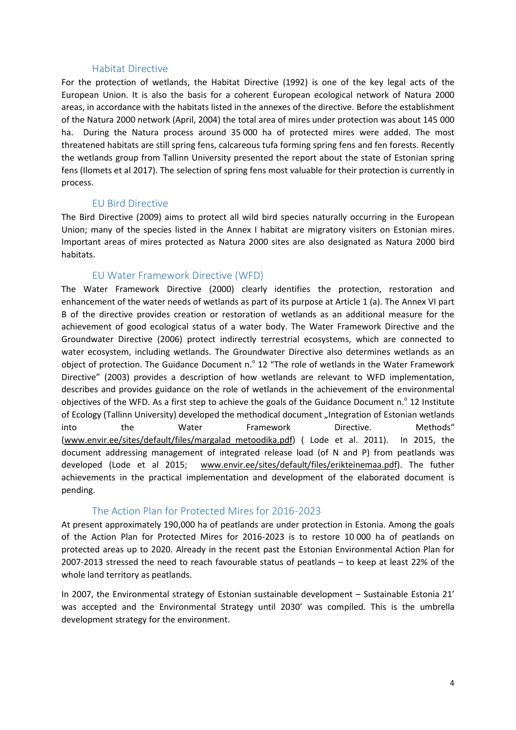### Habitat Directive

For the protection of wetlands, the Habitat Directive (1992) is one of the key legal acts of the European Union. It is also the basis for a coherent European ecological network of Natura 2000 areas, in accordance with the habitats listed in the annexes of the directive. Before the establishment of the Natura 2000 network (April, 2004) the total area of mires under protection was about 145 000 ha. During the Natura process around 35 000 ha of protected mires were added. The most threatened habitats are still spring fens, calcareous tufa forming spring fens and fen forests. Recently the wetlands group from Tallinn University presented the report about the state of Estonian spring fens (Ilomets et al 2017). The selection of spring fens most valuable for their protection is currently in process.

### EU Bird Directive

The Bird Directive (2009) aims to protect all wild bird species naturally occurring in the European Union; many of the species listed in the Annex I habitat are migratory visiters on Estonian mires. Important areas of mires protected as Natura 2000 sites are also designated as Natura 2000 bird habitats.

### EU Water Framework Directive (WFD)

The Water Framework Directive (2000) clearly identifies the protection, restoration and enhancement of the water needs of wetlands as part of its purpose at Article 1 (a). The Annex VI part B of the directive provides creation or restoration of wetlands as an additional measure for the achievement of good ecological status of a water body. The Water Framework Directive and the Groundwater Directive (2006) protect indirectly terrestrial ecosystems, which are connected to water ecosystem, including wetlands. The Groundwater Directive also determines wetlands as an object of protection. The Guidance Document n.° 12 "The role of wetlands in the Water Framework Directive" (2003) provides a description of how wetlands are relevant to WFD implementation, describes and provides guidance on the role of wetlands in the achievement of the environmental objectives of the WFD. As a first step to achieve the goals of the Guidance Document n.° 12 Institute of Ecology (Tallinn University) developed the methodical document „Integration of Estonian wetlands into the Water Framework Directive. Methods" (www.envir.ee/sites/default/files/margalad_metoodika.pdf) ( Lode et al. 2011). In 2015, the document addressing management of integrated release load (of N and P) from peatlands was developed (Lode et al 2015; www.envir.ee/sites/default/files/erikteinemaa.pdf). The futher achievements in the practical implementation and development of the elaborated document is pending.

### The Action Plan for Protected Mires for 2016-2023

At present approximately 190,000 ha of peatlands are under protection in Estonia. Among the goals of the Action Plan for Protected Mires for 2016-2023 is to restore 10 000 ha of peatlands on protected areas up to 2020. Already in the recent past the Estonian Environmental Action Plan for 2007-2013 stressed the need to reach favourable status of peatlands – to keep at least 22% of the whole land territory as peatlands.

In 2007, the Environmental strategy of Estonian sustainable development – Sustainable Estonia 21' was accepted and the Environmental Strategy until 2030' was compiled. This is the umbrella development strategy for the environment.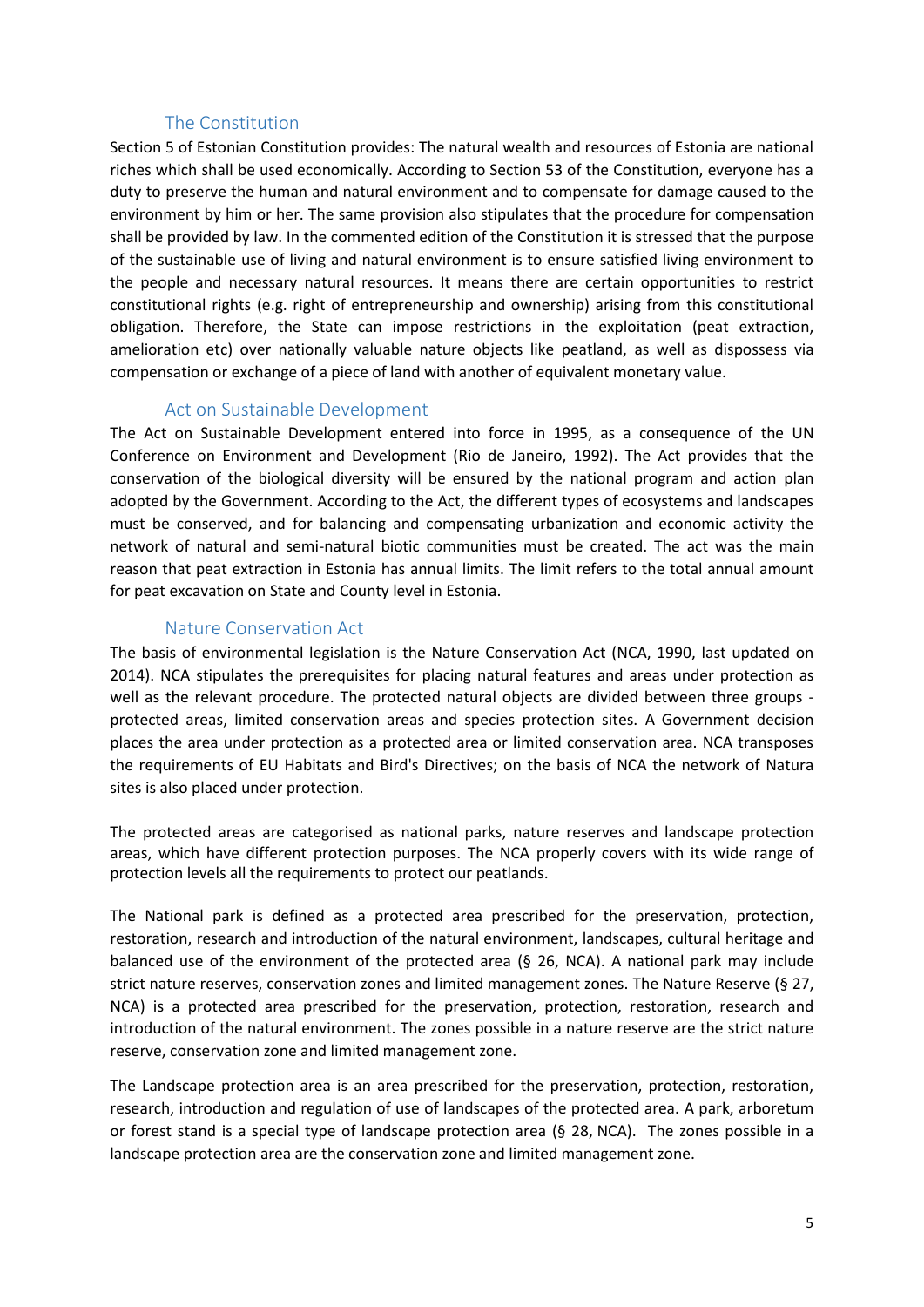### The Constitution

Section 5 of Estonian Constitution provides: The natural wealth and resources of Estonia are national riches which shall be used economically. According to Section 53 of the Constitution, everyone has a duty to preserve the human and natural environment and to compensate for damage caused to the environment by him or her. The same provision also stipulates that the procedure for compensation shall be provided by law. In the commented edition of the Constitution it is stressed that the purpose of the sustainable use of living and natural environment is to ensure satisfied living environment to the people and necessary natural resources. It means there are certain opportunities to restrict constitutional rights (e.g. right of entrepreneurship and ownership) arising from this constitutional obligation. Therefore, the State can impose restrictions in the exploitation (peat extraction, amelioration etc) over nationally valuable nature objects like peatland, as well as dispossess via compensation or exchange of a piece of land with another of equivalent monetary value.

### Act on Sustainable Development

The Act on Sustainable Development entered into force in 1995, as a consequence of the UN Conference on Environment and Development (Rio de Janeiro, 1992). The Act provides that the conservation of the biological diversity will be ensured by the national program and action plan adopted by the Government. According to the Act, the different types of ecosystems and landscapes must be conserved, and for balancing and compensating urbanization and economic activity the network of natural and semi-natural biotic communities must be created. The act was the main reason that peat extraction in Estonia has annual limits. The limit refers to the total annual amount for peat excavation on State and County level in Estonia.

### Nature Conservation Act

The basis of environmental legislation is the Nature Conservation Act (NCA, 1990, last updated on 2014). NCA stipulates the prerequisites for placing natural features and areas under protection as well as the relevant procedure. The protected natural objects are divided between three groups - protected areas, limited conservation areas and species protection sites. A Government decision places the area under protection as a protected area or limited conservation area. NCA transposes the requirements of EU Habitats and Bird's Directives; on the basis of NCA the network of Natura sites is also placed under protection.

The protected areas are categorised as national parks, nature reserves and landscape protection areas, which have different protection purposes. The NCA properly covers with its wide range of protection levels all the requirements to protect our peatlands.

The National park is defined as a protected area prescribed for the preservation, protection, restoration, research and introduction of the natural environment, landscapes, cultural heritage and balanced use of the environment of the protected area (§ 26, NCA). A national park may include strict nature reserves, conservation zones and limited management zones. The Nature Reserve (§ 27, NCA) is a protected area prescribed for the preservation, protection, restoration, research and introduction of the natural environment. The zones possible in a nature reserve are the strict nature reserve, conservation zone and limited management zone.

The Landscape protection area is an area prescribed for the preservation, protection, restoration, research, introduction and regulation of use of landscapes of the protected area. A park, arboretum or forest stand is a special type of landscape protection area (§ 28, NCA). The zones possible in a landscape protection area are the conservation zone and limited management zone.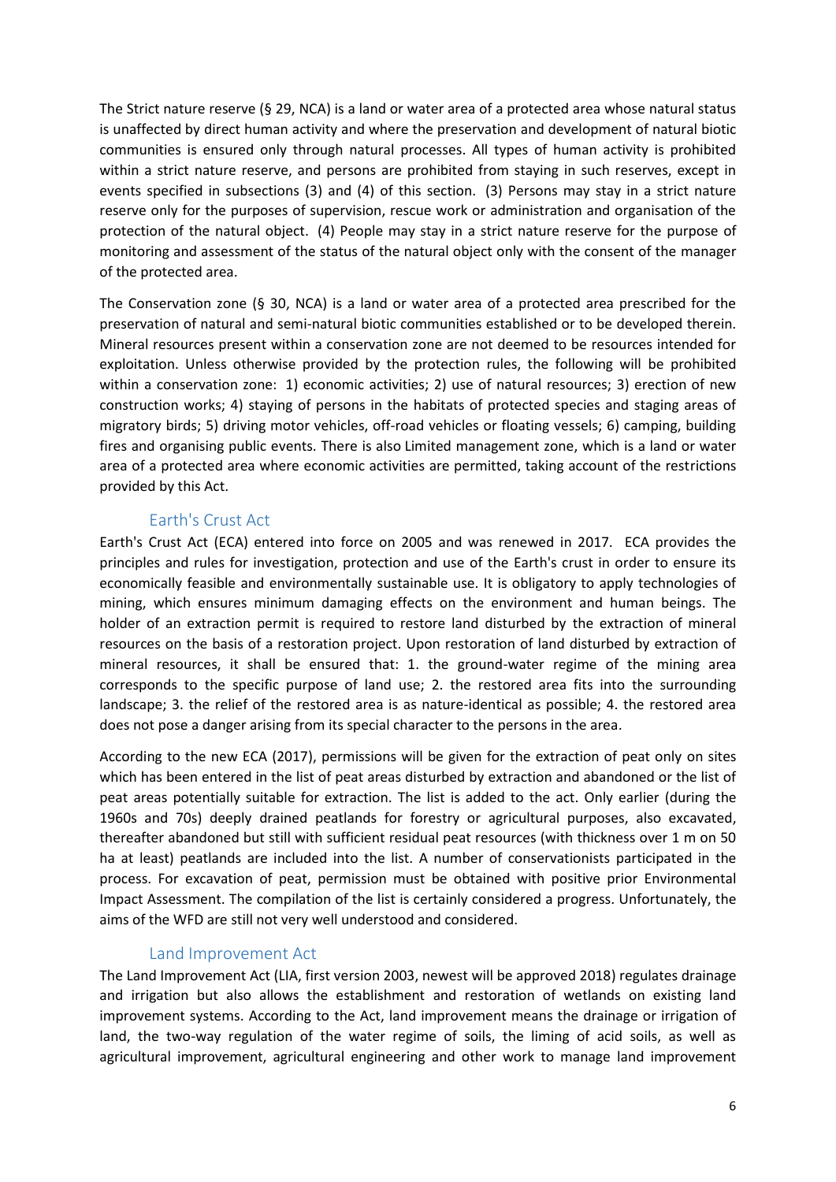The Strict nature reserve (§ 29, NCA) is a land or water area of a protected area whose natural status is unaffected by direct human activity and where the preservation and development of natural biotic communities is ensured only through natural processes. All types of human activity is prohibited within a strict nature reserve, and persons are prohibited from staying in such reserves, except in events specified in subsections (3) and (4) of this section. (3) Persons may stay in a strict nature reserve only for the purposes of supervision, rescue work or administration and organisation of the protection of the natural object. (4) People may stay in a strict nature reserve for the purpose of monitoring and assessment of the status of the natural object only with the consent of the manager of the protected area.

The Conservation zone (§ 30, NCA) is a land or water area of a protected area prescribed for the preservation of natural and semi-natural biotic communities established or to be developed therein. Mineral resources present within a conservation zone are not deemed to be resources intended for exploitation. Unless otherwise provided by the protection rules, the following will be prohibited within a conservation zone: 1) economic activities; 2) use of natural resources; 3) erection of new construction works; 4) staying of persons in the habitats of protected species and staging areas of migratory birds; 5) driving motor vehicles, off-road vehicles or floating vessels; 6) camping, building fires and organising public events. There is also Limited management zone, which is a land or water area of a protected area where economic activities are permitted, taking account of the restrictions provided by this Act.

### Earth's Crust Act

Earth's Crust Act (ECA) entered into force on 2005 and was renewed in 2017. ECA provides the principles and rules for investigation, protection and use of the Earth's crust in order to ensure its economically feasible and environmentally sustainable use. It is obligatory to apply technologies of mining, which ensures minimum damaging effects on the environment and human beings. The holder of an extraction permit is required to restore land disturbed by the extraction of mineral resources on the basis of a restoration project. Upon restoration of land disturbed by extraction of mineral resources, it shall be ensured that: 1. the ground-water regime of the mining area corresponds to the specific purpose of land use; 2. the restored area fits into the surrounding landscape; 3. the relief of the restored area is as nature-identical as possible; 4. the restored area does not pose a danger arising from its special character to the persons in the area.

According to the new ECA (2017), permissions will be given for the extraction of peat only on sites which has been entered in the list of peat areas disturbed by extraction and abandoned or the list of peat areas potentially suitable for extraction. The list is added to the act. Only earlier (during the 1960s and 70s) deeply drained peatlands for forestry or agricultural purposes, also excavated, thereafter abandoned but still with sufficient residual peat resources (with thickness over 1 m on 50 ha at least) peatlands are included into the list. A number of conservationists participated in the process. For excavation of peat, permission must be obtained with positive prior Environmental Impact Assessment. The compilation of the list is certainly considered a progress. Unfortunately, the aims of the WFD are still not very well understood and considered.

### Land Improvement Act

The Land Improvement Act (LIA, first version 2003, newest will be approved 2018) regulates drainage and irrigation but also allows the establishment and restoration of wetlands on existing land improvement systems. According to the Act, land improvement means the drainage or irrigation of land, the two-way regulation of the water regime of soils, the liming of acid soils, as well as agricultural improvement, agricultural engineering and other work to manage land improvement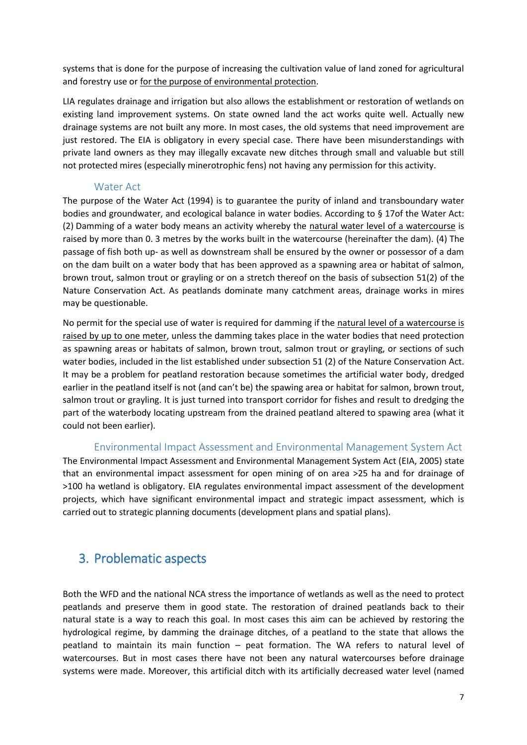systems that is done for the purpose of increasing the cultivation value of land zoned for agricultural and forestry use or <u>for the purpose of environmental protection</u>.

LIA regulates drainage and irrigation but also allows the establishment or restoration of wetlands on existing land improvement systems. On state owned land the act works quite well. Actually new drainage systems are not built any more. In most cases, the old systems that need improvement are just restored. The EIA is obligatory in every special case. There have been misunderstandings with private land owners as they may illegally excavate new ditches through small and valuable but still not protected mires (especially minerotrophic fens) not having any permission for this activity.

### Water Act

The purpose of the Water Act (1994) is to guarantee the purity of inland and transboundary water bodies and groundwater, and ecological balance in water bodies. According to § 17of the Water Act: (2) Damming of a water body means an activity whereby the <u>natural water level of a watercourse</u> is raised by more than 0. 3 metres by the works built in the watercourse (hereinafter the dam). (4) The passage of fish both up- as well as downstream shall be ensured by the owner or possessor of a dam on the dam built on a water body that has been approved as a spawning area or habitat of salmon, brown trout, salmon trout or grayling or on a stretch thereof on the basis of subsection 51(2) of the Nature Conservation Act. As peatlands dominate many catchment areas, drainage works in mires may be questionable.

No permit for the special use of water is required for damming if the <u>natural level of a watercourse is raised by up to one meter</u>, unless the damming takes place in the water bodies that need protection as spawning areas or habitats of salmon, brown trout, salmon trout or grayling, or sections of such water bodies, included in the list established under subsection 51 (2) of the Nature Conservation Act. It may be a problem for peatland restoration because sometimes the artificial water body, dredged earlier in the peatland itself is not (and can't be) the spawing area or habitat for salmon, brown trout, salmon trout or grayling. It is just turned into transport corridor for fishes and result to dredging the part of the waterbody locating upstream from the drained peatland altered to spawing area (what it could not been earlier).

### Environmental Impact Assessment and Environmental Management System Act

The Environmental Impact Assessment and Environmental Management System Act (EIA, 2005) state that an environmental impact assessment for open mining of on area >25 ha and for drainage of >100 ha wetland is obligatory. EIA regulates environmental impact assessment of the development projects, which have significant environmental impact and strategic impact assessment, which is carried out to strategic planning documents (development plans and spatial plans).

## 3. Problematic aspects

Both the WFD and the national NCA stress the importance of wetlands as well as the need to protect peatlands and preserve them in good state. The restoration of drained peatlands back to their natural state is a way to reach this goal. In most cases this aim can be achieved by restoring the hydrological regime, by damming the drainage ditches, of a peatland to the state that allows the peatland to maintain its main function – peat formation. The WA refers to natural level of watercourses. But in most cases there have not been any natural watercourses before drainage systems were made. Moreover, this artificial ditch with its artificially decreased water level (named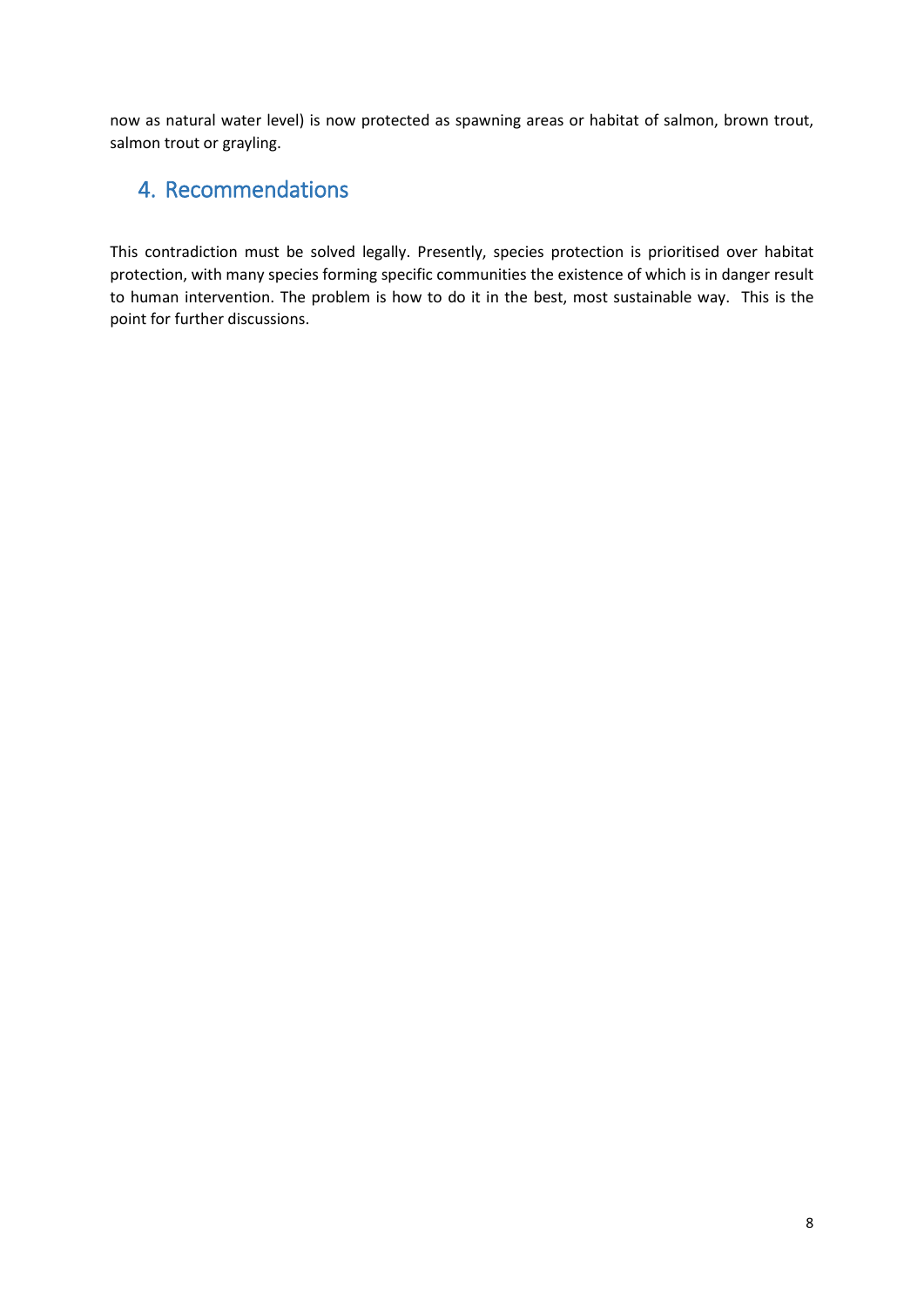now as natural water level) is now protected as spawning areas or habitat of salmon, brown trout, salmon trout or grayling.

## 4. Recommendations

This contradiction must be solved legally. Presently, species protection is prioritised over habitat protection, with many species forming specific communities the existence of which is in danger result to human intervention. The problem is how to do it in the best, most sustainable way.  This is the point for further discussions.